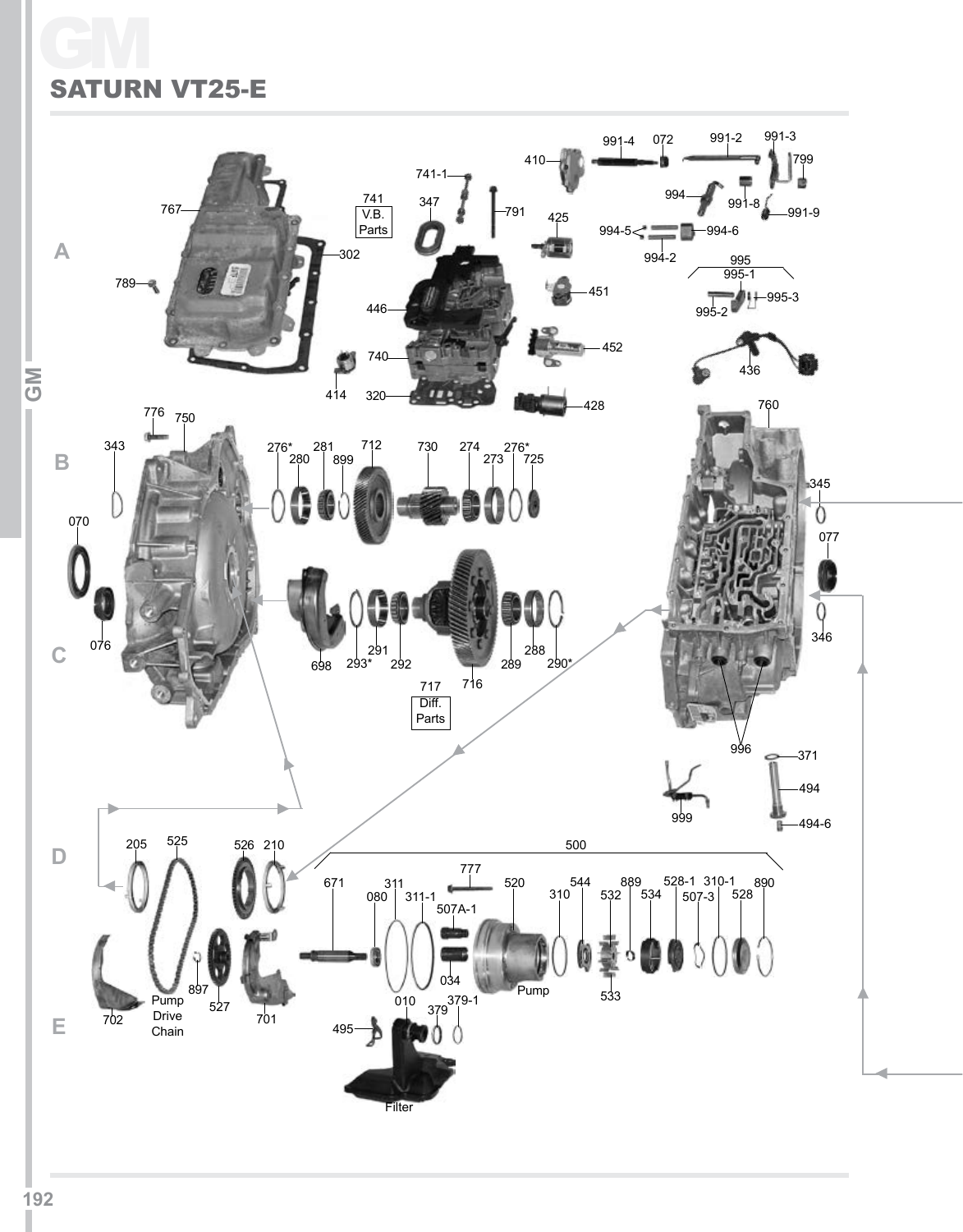# GM

## SATURN VT25-E

A

767

789

302

741
V.B.
Parts

741-1

347

791

446

740

414

320

410

991-4

072

991-2

991-3

799

425

994

991-8

991-9

994-5

994-6

994-2

995

995-1

995-2

995-3

451

452

436

428

B

776

750

343

276*

280

281

899

712

730

274

273

276*

725

760

345

070

077

C

076

698

293*

291

292

716

289

288

290*

717
Diff.
Parts

346

996

371

494

999

494-6

D

205

525

526

210

500

777

671

080

311

311-1

507A-1

520

310

544

532

889

534

528-1

507-3

310-1

528

890

034

Pump

533

E

702

Pump
Drive
Chain

897

527

701

010

379

379-1

495

Filter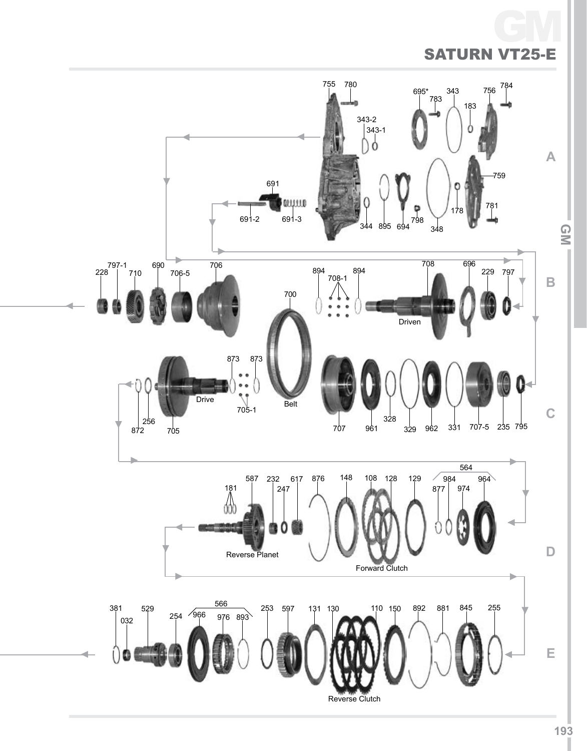# SATURN VT25-E

**A**

755, 780, 695*, 783, 343, 183, 756, 784, 343-2, 343-1, 691, 691-2, 691-3, 344, 895, 694, 798, 348, 178, 781, 759

**B**

228, 797-1, 710, 690, 706-5, 706, 700, 894, 708-1, 894, 708, Driven, 696, 229, 797

**C**

872, 256, 705, Drive, 873, 705-1, 873, Belt, 707, 961, 328, 329, 962, 331, 707-5, 235, 795

**D**

181, 587, Reverse Planet, 232, 247, 617, 876, 148, 108, 128, Forward Clutch, 129, 564, 877, 984, 974, 964

**E**

381, 032, 529, 254, 566, 966, 976, 893, 253, 597, 131, 130, Reverse Clutch, 110, 150, 892, 881, 845, 255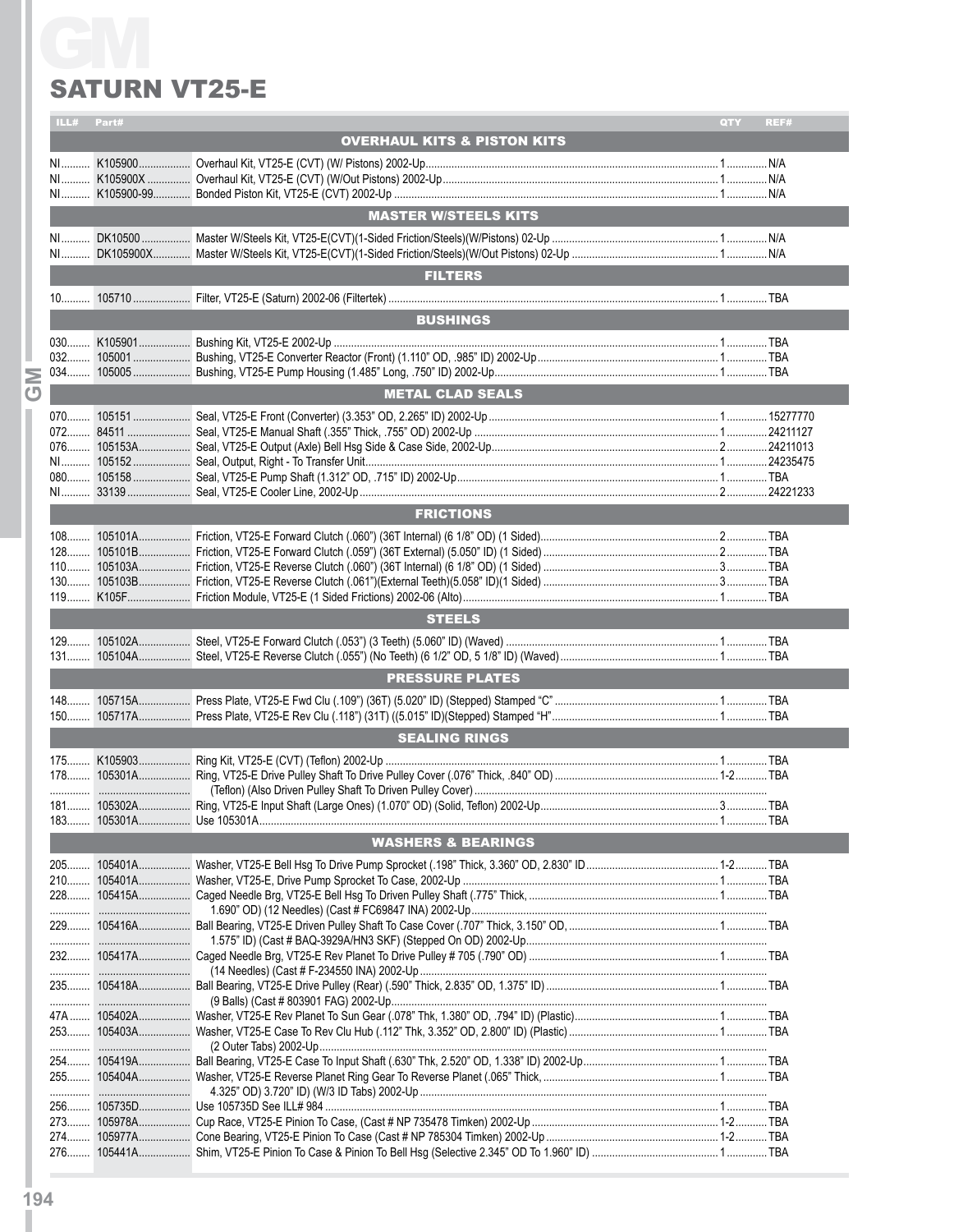# GM

## SATURN VT25-E

| ILL# | Part# | | QTY | REF# |
|---|---|---|---|---|
| | | **OVERHAUL KITS & PISTON KITS** | | |
| NI | K105900 | Overhaul Kit, VT25-E (CVT) (W/ Pistons) 2002-Up | 1 | N/A |
| NI | K105900X | Overhaul Kit, VT25-E (CVT) (W/Out Pistons) 2002-Up | 1 | N/A |
| NI | K105900-99 | Bonded Piston Kit, VT25-E (CVT) 2002-Up | 1 | N/A |
| | | **MASTER W/STEELS KITS** | | |
| NI | DK10500 | Master W/Steels Kit, VT25-E(CVT)(1-Sided Friction/Steels)(W/Pistons) 02-Up | 1 | N/A |
| NI | DK105900X | Master W/Steels Kit, VT25-E(CVT)(1-Sided Friction/Steels)(W/Out Pistons) 02-Up | 1 | N/A |
| | | **FILTERS** | | |
| 10 | 105710 | Filter, VT25-E (Saturn) 2002-06 (Filtertek) | 1 | TBA |
| | | **BUSHINGS** | | |
| 030 | K105901 | Bushing Kit, VT25-E 2002-Up | 1 | TBA |
| 032 | 105001 | Bushing, VT25-E Converter Reactor (Front) (1.110" OD, .985" ID) 2002-Up | 1 | TBA |
| 034 | 105005 | Bushing, VT25-E Pump Housing (1.485" Long, .750" ID) 2002-Up | 1 | TBA |
| | | **METAL CLAD SEALS** | | |
| 070 | 105151 | Seal, VT25-E Front (Converter) (3.353" OD, 2.265" ID) 2002-Up | 1 | 15277770 |
| 072 | 84511 | Seal, VT25-E Manual Shaft (.355" Thick, .755" OD) 2002-Up | 1 | 24211127 |
| 076 | 105153A | Seal, VT25-E Output (Axle) Bell Hsg Side & Case Side, 2002-Up | 2 | 24211013 |
| NI | 105152 | Seal, Output, Right - To Transfer Unit | 1 | 24235475 |
| 080 | 105158 | Seal, VT25-E Pump Shaft (1.312" OD, .715" ID) 2002-Up | 1 | TBA |
| NI | 33139 | Seal, VT25-E Cooler Line, 2002-Up | 2 | 24221233 |
| | | **FRICTIONS** | | |
| 108 | 105101A | Friction, VT25-E Forward Clutch (.060") (36T Internal) (6 1/8" OD) (1 Sided) | 2 | TBA |
| 128 | 105101B | Friction, VT25-E Forward Clutch (.059") (36T External) (5.050" ID) (1 Sided) | 2 | TBA |
| 110 | 105103A | Friction, VT25-E Reverse Clutch (.060") (36T Internal) (6 1/8" OD) (1 Sided) | 3 | TBA |
| 130 | 105103B | Friction, VT25-E Reverse Clutch (.061")(External Teeth)(5.058" ID)(1 Sided) | 3 | TBA |
| 119 | K105F | Friction Module, VT25-E (1 Sided Frictions) 2002-06 (Alto) | 1 | TBA |
| | | **STEELS** | | |
| 129 | 105102A | Steel, VT25-E Forward Clutch (.053") (3 Teeth) (5.060" ID) (Waved) | 1 | TBA |
| 131 | 105104A | Steel, VT25-E Reverse Clutch (.055") (No Teeth) (6 1/2" OD, 5 1/8" ID) (Waved) | 1 | TBA |
| | | **PRESSURE PLATES** | | |
| 148 | 105715A | Press Plate, VT25-E Fwd Clu (.109") (36T) (5.020" ID) (Stepped) Stamped "C" | 1 | TBA |
| 150 | 105717A | Press Plate, VT25-E Rev Clu (.118") (31T) ((5.015" ID)(Stepped) Stamped "H" | 1 | TBA |
| | | **SEALING RINGS** | | |
| 175 | K105903 | Ring Kit, VT25-E (CVT) (Teflon) 2002-Up | 1 | TBA |
| 178 | 105301A | Ring, VT25-E Drive Pulley Shaft To Drive Pulley Cover (.076" Thick, .840" OD) (Teflon) (Also Driven Pulley Shaft To Driven Pulley Cover) | 1-2 | TBA |
| 181 | 105302A | Ring, VT25-E Input Shaft (Large Ones) (1.070" OD) (Solid, Teflon) 2002-Up | 3 | TBA |
| 183 | 105301A | Use 105301A | 1 | TBA |
| | | **WASHERS & BEARINGS** | | |
| 205 | 105401A | Washer, VT25-E Bell Hsg To Drive Pump Sprocket (.198" Thick, 3.360" OD, 2.830" ID | 1-2 | TBA |
| 210 | 105401A | Washer, VT25-E, Drive Pump Sprocket To Case, 2002-Up | 1 | TBA |
| 228 | 105415A | Caged Needle Brg, VT25-E Bell Hsg To Driven Pulley Shaft (.775" Thick, 1.690" OD) (12 Needles) (Cast # FC69847 INA) 2002-Up | 1 | TBA |
| 229 | 105416A | Ball Bearing, VT25-E Driven Pulley Shaft To Case Cover (.707" Thick, 3.150" OD, 1.575" ID) (Cast # BAQ-3929A/HN3 SKF) (Stepped On OD) 2002-Up | 1 | TBA |
| 232 | 105417A | Caged Needle Brg, VT25-E Rev Planet To Drive Pulley # 705 (.790" OD) (14 Needles) (Cast # F-234550 INA) 2002-Up | 1 | TBA |
| 235 | 105418A | Ball Bearing, VT25-E Drive Pulley (Rear) (.590" Thick, 2.835" OD, 1.375" ID) (9 Balls) (Cast # 803901 FAG) 2002-Up | 1 | TBA |
| 47A | 105402A | Washer, VT25-E Rev Planet To Sun Gear (.078" Thk, 1.380" OD, .794" ID) (Plastic) | 1 | TBA |
| 253 | 105403A | Washer, VT25-E Case To Rev Clu Hub (.112" Thk, 3.352" OD, 2.800" ID) (Plastic) (2 Outer Tabs) 2002-Up | 1 | TBA |
| 254 | 105419A | Ball Bearing, VT25-E Case To Input Shaft (.630" Thk, 2.520" OD, 1.338" ID) 2002-Up | 1 | TBA |
| 255 | 105404A | Washer, VT25-E Reverse Planet Ring Gear To Reverse Planet (.065" Thick, 4.325" OD) 3.720" ID) (W/3 ID Tabs) 2002-Up | 1 | TBA |
| 256 | 105735D | Use 105735D See ILL# 984 | 1 | TBA |
| 273 | 105978A | Cup Race, VT25-E Pinion To Case, (Cast # NP 735478 Timken) 2002-Up | 1-2 | TBA |
| 274 | 105977A | Cone Bearing, VT25-E Pinion To Case (Cast # NP 785304 Timken) 2002-Up | 1-2 | TBA |
| 276 | 105441A | Shim, VT25-E Pinion To Case & Pinion To Bell Hsg (Selective 2.345" OD To 1.960" ID) | 1 | TBA |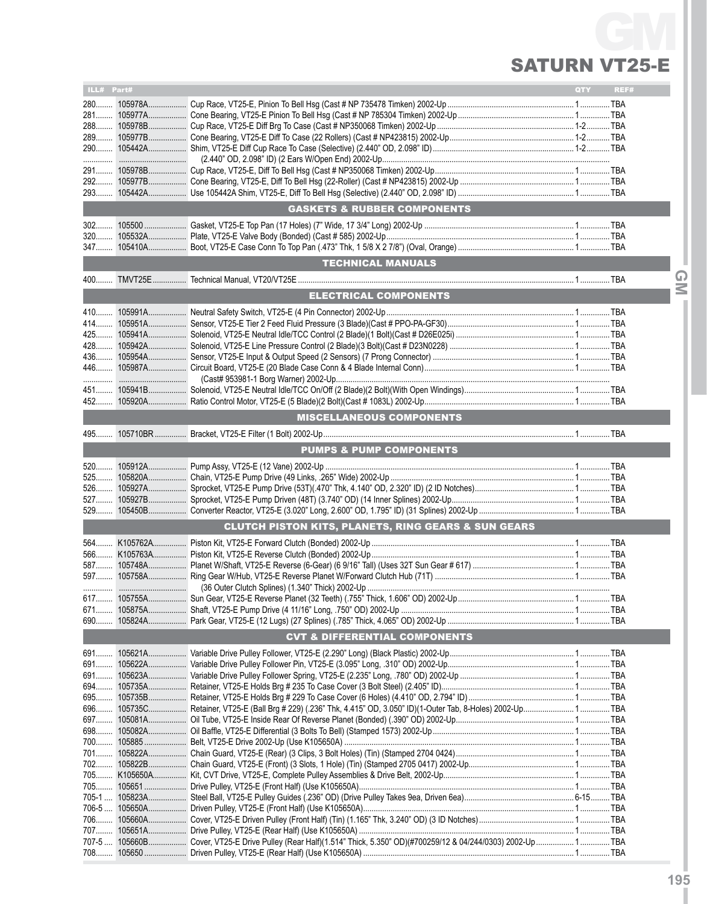# GM

## SATURN VT25-E

| ILL# | Part# | | QTY | REF# |
|---|---|---|---|---|
| 280 | 105978A | Cup Race, VT25-E, Pinion To Bell Hsg (Cast # NP 735478 Timken) 2002-Up | 1 | TBA |
| 281 | 105977A | Cone Bearing, VT25-E Pinion To Bell Hsg (Cast # NP 785304 Timken) 2002-Up | 1 | TBA |
| 288 | 105978B | Cup Race, VT25-E Diff Brg To Case (Cast # NP350068 Timken) 2002-Up | 1-2 | TBA |
| 289 | 105977B | Cone Bearing, VT25-E Diff To Case (22 Rollers) (Cast # NP423815) 2002-Up | 1-2 | TBA |
| 290 | 105442A | Shim, VT25-E Diff Cup Race To Case (Selective) (2.440" OD, 2.098" ID) (2.440" OD, 2.098" ID) (2 Ears W/Open End) 2002-Up | 1-2 | TBA |
| 291 | 105978B | Cup Race, VT25-E, Diff To Bell Hsg (Cast # NP350068 Timken) 2002-Up | 1 | TBA |
| 292 | 105977B | Cone Bearing, VT25-E, Diff To Bell Hsg (22-Roller) (Cast # NP423815) 2002-Up | 1 | TBA |
| 293 | 105442A | Use 105442A Shim, VT25-E, Diff To Bell Hsg (Selective) (2.440" OD, 2.098" ID) | 1 | TBA |
| | | **GASKETS & RUBBER COMPONENTS** | | |
| 302 | 105500 | Gasket, VT25-E Top Pan (17 Holes) (7" Wide, 17 3/4" Long) 2002-Up | 1 | TBA |
| 320 | 105532A | Plate, VT25-E Valve Body (Bonded) (Cast # 585) 2002-Up | 1 | TBA |
| 347 | 105410A | Boot, VT25-E Case Conn To Top Pan (.473" Thk, 1 5/8 X 2 7/8") (Oval, Orange) | 1 | TBA |
| | | **TECHNICAL MANUALS** | | |
| 400 | TMVT25E | Technical Manual, VT20/VT25E | 1 | TBA |
| | | **ELECTRICAL COMPONENTS** | | |
| 410 | 105991A | Neutral Safety Switch, VT25-E (4 Pin Connector) 2002-Up | 1 | TBA |
| 414 | 105951A | Sensor, VT25-E Tier 2 Feed Fluid Pressure (3 Blade)(Cast # PPO-PA-GF30) | 1 | TBA |
| 425 | 105941A | Solenoid, VT25-E Neutral Idle/TCC Control (2 Blade)(1 Bolt)(Cast # D26E025i) | 1 | TBA |
| 428 | 105942A | Solenoid, VT25-E Line Pressure Control (2 Blade)(3 Bolt)(Cast # D23N0228) | 1 | TBA |
| 436 | 105954A | Sensor, VT25-E Input & Output Speed (2 Sensors) (7 Prong Connector) | 1 | TBA |
| 446 | 105987A | Circuit Board, VT25-E (20 Blade Case Conn & 4 Blade Internal Conn) (Cast# 953981-1 Borg Warner) 2002-Up | 1 | TBA |
| 451 | 105941B | Solenoid, VT25-E Neutral Idle/TCC On/Off (2 Blade)(2 Bolt)(With Open Windings) | 1 | TBA |
| 452 | 105920A | Ratio Control Motor, VT25-E (5 Blade)(2 Bolt)(Cast # 1083L) 2002-Up | 1 | TBA |
| | | **MISCELLANEOUS COMPONENTS** | | |
| 495 | 105710BR | Bracket, VT25-E Filter (1 Bolt) 2002-Up | 1 | TBA |
| | | **PUMPS & PUMP COMPONENTS** | | |
| 520 | 105912A | Pump Assy, VT25-E (12 Vane) 2002-Up | 1 | TBA |
| 525 | 105820A | Chain, VT25-E Pump Drive (49 Links, .265" Wide) 2002-Up | 1 | TBA |
| 526 | 105927A | Sprocket, VT25-E Pump Drive (53T)(.470" Thk, 4.140" OD, 2.320" ID) (2 ID Notches) | 1 | TBA |
| 527 | 105927B | Sprocket, VT25-E Pump Driven (48T) (3.740" OD) (14 Inner Splines) 2002-Up | 1 | TBA |
| 529 | 105450B | Converter Reactor, VT25-E (3.020" Long, 2.600" OD, 1.795" ID) (31 Splines) 2002-Up | 1 | TBA |
| | | **CLUTCH PISTON KITS, PLANETS, RING GEARS & SUN GEARS** | | |
| 564 | K105762A | Piston Kit, VT25-E Forward Clutch (Bonded) 2002-Up | 1 | TBA |
| 566 | K105763A | Piston Kit, VT25-E Reverse Clutch (Bonded) 2002-Up | 1 | TBA |
| 587 | 105748A | Planet W/Shaft, VT25-E Reverse (6-Gear) (6 9/16" Tall) (Uses 32T Sun Gear # 617) | 1 | TBA |
| 597 | 105758A | Ring Gear W/Hub, VT25-E Reverse Planet W/Forward Clutch Hub (71T) (36 Outer Clutch Splines) (1.340" Thick) 2002-Up | 1 | TBA |
| 617 | 105755A | Sun Gear, VT25-E Reverse Planet (32 Teeth) (.755" Thick, 1.606" OD) 2002-Up | 1 | TBA |
| 671 | 105875A | Shaft, VT25-E Pump Drive (4 11/16" Long, .750" OD) 2002-Up | 1 | TBA |
| 690 | 105824A | Park Gear, VT25-E (12 Lugs) (27 Splines) (.785" Thick, 4.065" OD) 2002-Up | 1 | TBA |
| | | **CVT & DIFFERENTIAL COMPONENTS** | | |
| 691 | 105621A | Variable Drive Pulley Follower, VT25-E (2.290" Long) (Black Plastic) 2002-Up | 1 | TBA |
| 691 | 105622A | Variable Drive Pulley Follower Pin, VT25-E (3.095" Long, .310" OD) 2002-Up | 1 | TBA |
| 691 | 105623A | Variable Drive Pulley Follower Spring, VT25-E (2.235" Long, .780" OD) 2002-Up | 1 | TBA |
| 694 | 105735A | Retainer, VT25-E Holds Brg # 235 To Case Cover (3 Bolt Steel) (2.405" ID) | 1 | TBA |
| 695 | 105735B | Retainer, VT25-E Holds Brg # 229 To Case Cover (6 Holes) (4.410" OD, 2.794" ID) | 1 | TBA |
| 696 | 105735C | Retainer, VT25-E (Ball Brg # 229) (.236" Thk, 4.415" OD, 3.050" ID)(1-Outer Tab, 8-Holes) 2002-Up | 1 | TBA |
| 697 | 105081A | Oil Tube, VT25-E Inside Rear Of Reverse Planet (Bonded) (.390" OD) 2002-Up | 1 | TBA |
| 698 | 105082A | Oil Baffle, VT25-E Differential (3 Bolts To Bell) (Stamped 1573) 2002-Up | 1 | TBA |
| 700 | 105885 | Belt, VT25-E Drive 2002-Up (Use K105650A) | 1 | TBA |
| 701 | 105822A | Chain Guard, VT25-E (Rear) (3 Clips, 3 Bolt Holes) (Tin) (Stamped 2704 0424) | 1 | TBA |
| 702 | 105822B | Chain Guard, VT25-E (Front) (3 Slots, 1 Hole) (Tin) (Stamped 2705 0417) 2002-Up | 1 | TBA |
| 705 | K105650A | Kit, CVT Drive, VT25-E, Complete Pulley Assemblies & Drive Belt, 2002-Up | 1 | TBA |
| 705 | 105651 | Drive Pulley, VT25-E (Front Half) (Use K105650A) | 1 | TBA |
| 705-1 | 105823A | Steel Ball, VT25-E Pulley Guides (.236" OD) (Drive Pulley Takes 9ea, Driven 6ea) | 6-15 | TBA |
| 706-5 | 105650A | Driven Pulley, VT25-E (Front Half) (Use K105650A) | 1 | TBA |
| 706 | 105660A | Cover, VT25-E Driven Pulley (Front Half) (Tin) (1.165" Thk, 3.240" OD) (3 ID Notches) | 1 | TBA |
| 707 | 105651A | Drive Pulley, VT25-E (Rear Half) (Use K105650A) | 1 | TBA |
| 707-5 | 105660B | Cover, VT25-E Drive Pulley (Rear Half)(1.514" Thick, 5.350" OD)(#700259/12 & 04/244/0303) 2002-Up | 1 | TBA |
| 708 | 105650 | Driven Pulley, VT25-E (Rear Half) (Use K105650A) | 1 | TBA |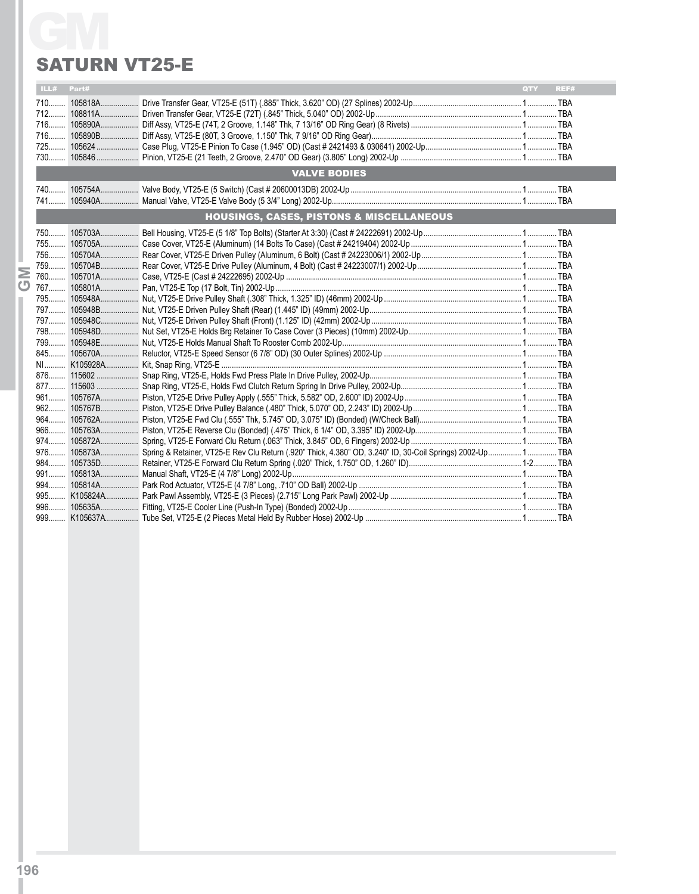# GM

## SATURN VT25-E

| ILL# | Part# | | QTY | REF# |
|---|---|---|---|---|
| 710 | 105818A | Drive Transfer Gear, VT25-E (51T) (.885" Thick, 3.620" OD) (27 Splines) 2002-Up | 1 | TBA |
| 712 | 108811A | Driven Transfer Gear, VT25-E (72T) (.845" Thick, 5.040" OD) 2002-Up | 1 | TBA |
| 716 | 105890A | Diff Assy, VT25-E (74T, 2 Groove, 1.148" Thk, 7 13/16" OD Ring Gear) (8 Rivets) | 1 | TBA |
| 716 | 105890B | Diff Assy, VT25-E (80T, 3 Groove, 1.150" Thk, 7 9/16" OD Ring Gear) | 1 | TBA |
| 725 | 105624 | Case Plug, VT25-E Pinion To Case (1.945" OD) (Cast # 2421493 & 030641) 2002-Up | 1 | TBA |
| 730 | 105846 | Pinion, VT25-E (21 Teeth, 2 Groove, 2.470" OD Gear) (3.805" Long) 2002-Up | 1 | TBA |
| | | **VALVE BODIES** | | |
| 740 | 105754A | Valve Body, VT25-E (5 Switch) (Cast # 20600013DB) 2002-Up | 1 | TBA |
| 741 | 105940A | Manual Valve, VT25-E Valve Body (5 3/4" Long) 2002-Up | 1 | TBA |
| | | **HOUSINGS, CASES, PISTONS & MISCELLANEOUS** | | |
| 750 | 105703A | Bell Housing, VT25-E (5 1/8" Top Bolts) (Starter At 3:30) (Cast # 24222691) 2002-Up | 1 | TBA |
| 755 | 105705A | Case Cover, VT25-E (Aluminum) (14 Bolts To Case) (Cast # 24219404) 2002-Up | 1 | TBA |
| 756 | 105704A | Rear Cover, VT25-E Driven Pulley (Aluminum, 6 Bolt) (Cast # 24223006/1) 2002-Up | 1 | TBA |
| 759 | 105704B | Rear Cover, VT25-E Drive Pulley (Aluminum, 4 Bolt) (Cast # 24223007/1) 2002-Up | 1 | TBA |
| 760 | 105701A | Case, VT25-E (Cast # 24222695) 2002-Up | 1 | TBA |
| 767 | 105801A | Pan, VT25-E Top (17 Bolt, Tin) 2002-Up | 1 | TBA |
| 795 | 105948A | Nut, VT25-E Drive Pulley Shaft (.308" Thick, 1.325" ID) (46mm) 2002-Up | 1 | TBA |
| 797 | 105948B | Nut, VT25-E Driven Pulley Shaft (Rear) (1.445" ID) (49mm) 2002-Up | 1 | TBA |
| 797 | 105948C | Nut, VT25-E Driven Pulley Shaft (Front) (1.125" ID) (42mm) 2002-Up | 1 | TBA |
| 798 | 105948D | Nut Set, VT25-E Holds Brg Retainer To Case Cover (3 Pieces) (10mm) 2002-Up | 1 | TBA |
| 799 | 105948E | Nut, VT25-E Holds Manual Shaft To Rooster Comb 2002-Up | 1 | TBA |
| 845 | 105670A | Reluctor, VT25-E Speed Sensor (6 7/8" OD) (30 Outer Splines) 2002-Up | 1 | TBA |
| NI | K105928A | Kit, Snap Ring, VT25-E | 1 | TBA |
| 876 | 115602 | Snap Ring, VT25-E, Holds Fwd Press Plate In Drive Pulley, 2002-Up | 1 | TBA |
| 877 | 115603 | Snap Ring, VT25-E, Holds Fwd Clutch Return Spring In Drive Pulley, 2002-Up | 1 | TBA |
| 961 | 105767A | Piston, VT25-E Drive Pulley Apply (.555" Thick, 5.582" OD, 2.600" ID) 2002-Up | 1 | TBA |
| 962 | 105767B | Piston, VT25-E Drive Pulley Balance (.480" Thick, 5.070" OD, 2.243" ID) 2002-Up | 1 | TBA |
| 964 | 105762A | Piston, VT25-E Fwd Clu (.555" Thk, 5.745" OD, 3.075" ID) (Bonded) (W/Check Ball) | 1 | TBA |
| 966 | 105763A | Piston, VT25-E Reverse Clu (Bonded) (.475" Thick, 6 1/4" OD, 3.395" ID) 2002-Up | 1 | TBA |
| 974 | 105872A | Spring, VT25-E Forward Clu Return (.063" Thick, 3.845" OD, 6 Fingers) 2002-Up | 1 | TBA |
| 976 | 105873A | Spring & Retainer, VT25-E Rev Clu Return (.920" Thick, 4.380" OD, 3.240" ID, 30-Coil Springs) 2002-Up | 1 | TBA |
| 984 | 105735D | Retainer, VT25-E Forward Clu Return Spring (.020" Thick, 1.750" OD, 1.260" ID) | 1-2 | TBA |
| 991 | 105813A | Manual Shaft, VT25-E (4 7/8" Long) 2002-Up | 1 | TBA |
| 994 | 105814A | Park Rod Actuator, VT25-E (4 7/8" Long, .710" OD Ball) 2002-Up | 1 | TBA |
| 995 | K105824A | Park Pawl Assembly, VT25-E (3 Pieces) (2.715" Long Park Pawl) 2002-Up | 1 | TBA |
| 996 | 105635A | Fitting, VT25-E Cooler Line (Push-In Type) (Bonded) 2002-Up | 1 | TBA |
| 999 | K105637A | Tube Set, VT25-E (2 Pieces Metal Held By Rubber Hose) 2002-Up | 1 | TBA |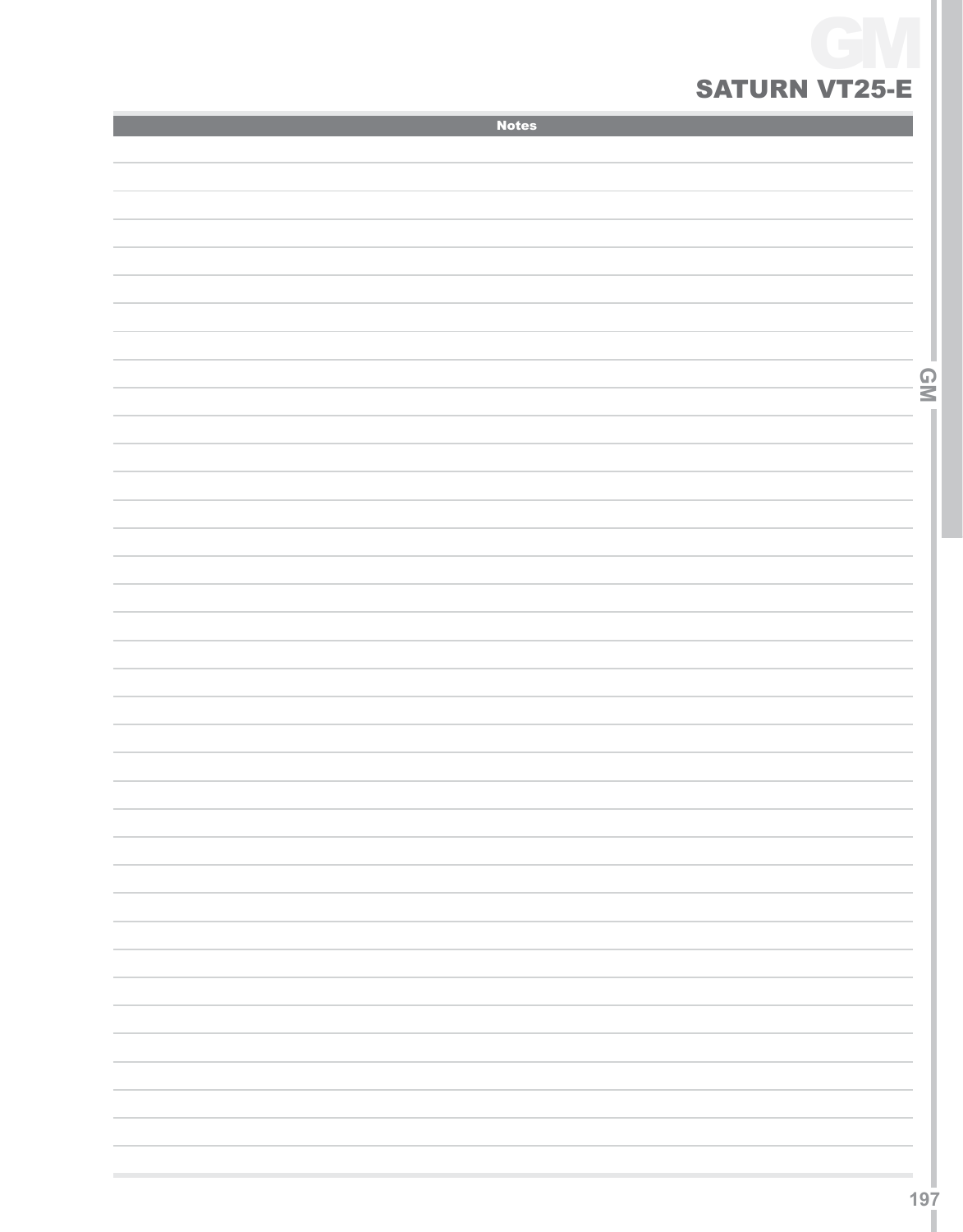## Notes